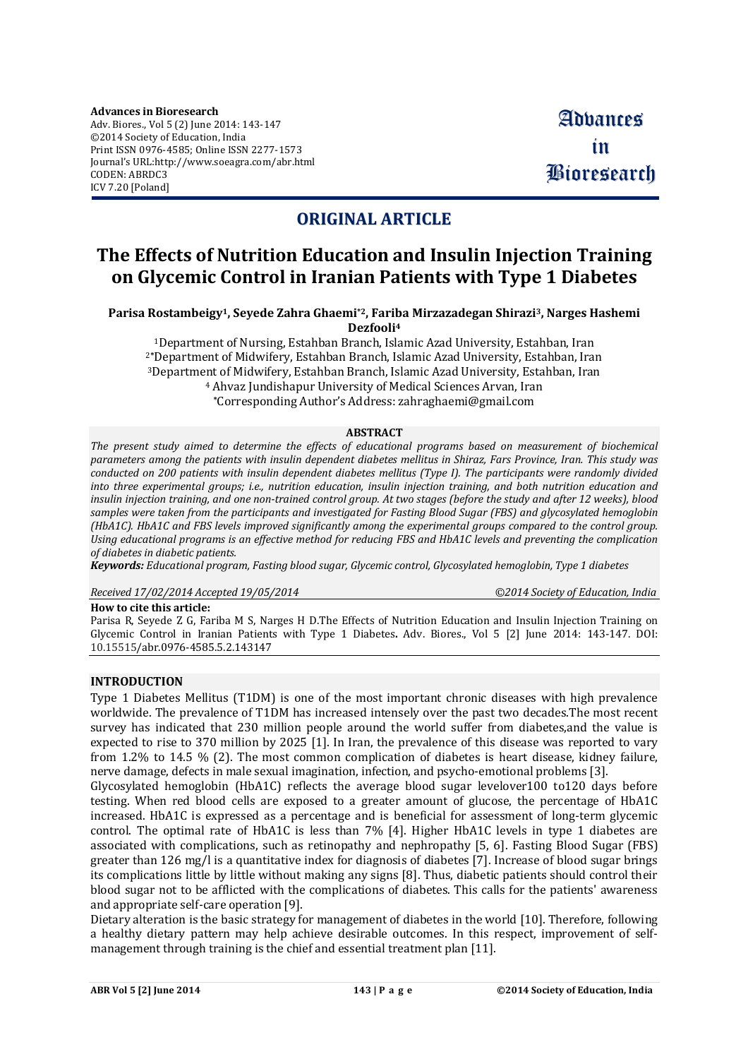**ORIGINAL ARTICLE**

# The Effects of Nutrition Education and Insulin Injection Training on Glycemic Control in Iranian Patients with Type 1 Diabetes

**Parisa Rostambeigy[1], Seyede Zahra Ghaemi*[2], Fariba Mirzazadegan Shirazi[3], Narges Hashemi Dezfooli[4]**

[1]Department of Nursing, Estahban Branch, Islamic Azad University, Estahban, Iran
[2]*Department of Midwifery, Estahban Branch, Islamic Azad University, Estahban, Iran
[3]Department of Midwifery, Estahban Branch, Islamic Azad University, Estahban, Iran
[4] Ahvaz Jundishapur University of Medical Sciences Arvan, Iran
*Corresponding Author's Address: zahraghaemi@gmail.com

## ABSTRACT

*The present study aimed to determine the effects of educational programs based on measurement of biochemical parameters among the patients with insulin dependent diabetes mellitus in Shiraz, Fars Province, Iran. This study was conducted on 200 patients with insulin dependent diabetes mellitus (Type I). The participants were randomly divided into three experimental groups; i.e., nutrition education, insulin injection training, and both nutrition education and insulin injection training, and one non-trained control group. At two stages (before the study and after 12 weeks), blood samples were taken from the participants and investigated for Fasting Blood Sugar (FBS) and glycosylated hemoglobin (HbA1C). HbA1C and FBS levels improved significantly among the experimental groups compared to the control group. Using educational programs is an effective method for reducing FBS and HbA1C levels and preventing the complication of diabetes in diabetic patients.*

***Keywords:*** *Educational program, Fasting blood sugar, Glycemic control, Glycosylated hemoglobin, Type 1 diabetes*

*Received 17/02/2014 Accepted 19/05/2014* *©2014 Society of Education, India*

**How to cite this article:**
Parisa R, Seyede Z G, Fariba M S, Narges H D.The Effects of Nutrition Education and Insulin Injection Training on Glycemic Control in Iranian Patients with Type 1 Diabetes**.** Adv. Biores., Vol 5 [2] June 2014: 143-147. DOI: 10.15515/abr.0976-4585.5.2.143147

## INTRODUCTION

Type 1 Diabetes Mellitus (T1DM) is one of the most important chronic diseases with high prevalence worldwide. The prevalence of T1DM has increased intensely over the past two decades.The most recent survey has indicated that 230 million people around the world suffer from diabetes,and the value is expected to rise to 370 million by 2025 [1]. In Iran, the prevalence of this disease was reported to vary from 1.2% to 14.5 % (2). The most common complication of diabetes is heart disease, kidney failure, nerve damage, defects in male sexual imagination, infection, and psycho-emotional problems [3].

Glycosylated hemoglobin (HbA1C) reflects the average blood sugar levelover100 to120 days before testing. When red blood cells are exposed to a greater amount of glucose, the percentage of HbA1C increased. HbA1C is expressed as a percentage and is beneficial for assessment of long-term glycemic control. The optimal rate of HbA1C is less than 7% [4]. Higher HbA1C levels in type 1 diabetes are associated with complications, such as retinopathy and nephropathy [5, 6]. Fasting Blood Sugar (FBS) greater than 126 mg/l is a quantitative index for diagnosis of diabetes [7]. Increase of blood sugar brings its complications little by little without making any signs [8]. Thus, diabetic patients should control their blood sugar not to be afflicted with the complications of diabetes. This calls for the patients' awareness and appropriate self-care operation [9].

Dietary alteration is the basic strategy for management of diabetes in the world [10]. Therefore, following a healthy dietary pattern may help achieve desirable outcomes. In this respect, improvement of self-management through training is the chief and essential treatment plan [11].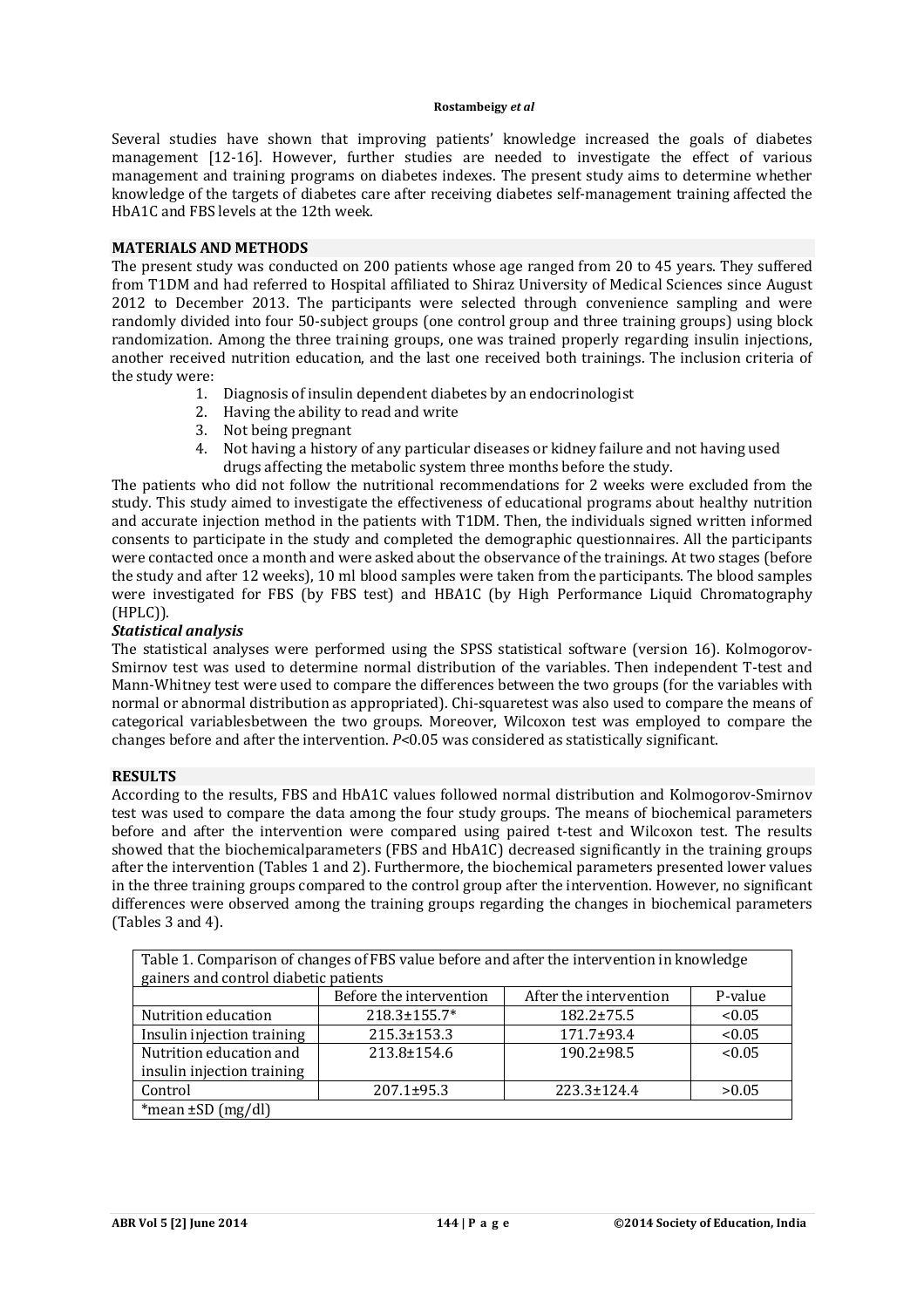Several studies have shown that improving patients' knowledge increased the goals of diabetes management [12-16]. However, further studies are needed to investigate the effect of various management and training programs on diabetes indexes. The present study aims to determine whether knowledge of the targets of diabetes care after receiving diabetes self-management training affected the HbA1C and FBS levels at the 12th week.

## MATERIALS AND METHODS

The present study was conducted on 200 patients whose age ranged from 20 to 45 years. They suffered from T1DM and had referred to Hospital affiliated to Shiraz University of Medical Sciences since August 2012 to December 2013. The participants were selected through convenience sampling and were randomly divided into four 50-subject groups (one control group and three training groups) using block randomization. Among the three training groups, one was trained properly regarding insulin injections, another received nutrition education, and the last one received both trainings. The inclusion criteria of the study were:

1. Diagnosis of insulin dependent diabetes by an endocrinologist
2. Having the ability to read and write
3. Not being pregnant
4. Not having a history of any particular diseases or kidney failure and not having used drugs affecting the metabolic system three months before the study.

The patients who did not follow the nutritional recommendations for 2 weeks were excluded from the study. This study aimed to investigate the effectiveness of educational programs about healthy nutrition and accurate injection method in the patients with T1DM. Then, the individuals signed written informed consents to participate in the study and completed the demographic questionnaires. All the participants were contacted once a month and were asked about the observance of the trainings. At two stages (before the study and after 12 weeks), 10 ml blood samples were taken from the participants. The blood samples were investigated for FBS (by FBS test) and HBA1C (by High Performance Liquid Chromatography (HPLC)).

### *Statistical analysis*

The statistical analyses were performed using the SPSS statistical software (version 16). Kolmogorov-Smirnov test was used to determine normal distribution of the variables. Then independent T-test and Mann-Whitney test were used to compare the differences between the two groups (for the variables with normal or abnormal distribution as appropriated). Chi-squaretest was also used to compare the means of categorical variablesbetween the two groups. Moreover, Wilcoxon test was employed to compare the changes before and after the intervention. $P<0.05$ was considered as statistically significant.

## RESULTS

According to the results, FBS and HbA1C values followed normal distribution and Kolmogorov-Smirnov test was used to compare the data among the four study groups. The means of biochemical parameters before and after the intervention were compared using paired t-test and Wilcoxon test. The results showed that the biochemicalparameters (FBS and HbA1C) decreased significantly in the training groups after the intervention (Tables 1 and 2). Furthermore, the biochemical parameters presented lower values in the three training groups compared to the control group after the intervention. However, no significant differences were observed among the training groups regarding the changes in biochemical parameters (Tables 3 and 4).

Table 1. Comparison of changes of FBS value before and after the intervention in knowledge gainers and control diabetic patients

| | Before the intervention | After the intervention | P-value |
|---|---|---|---|
| Nutrition education | 218.3±155.7* | 182.2±75.5 | <0.05 |
| Insulin injection training | 215.3±153.3 | 171.7±93.4 | <0.05 |
| Nutrition education and insulin injection training | 213.8±154.6 | 190.2±98.5 | <0.05 |
| Control | 207.1±95.3 | 223.3±124.4 | >0.05 |

*mean ±SD (mg/dl)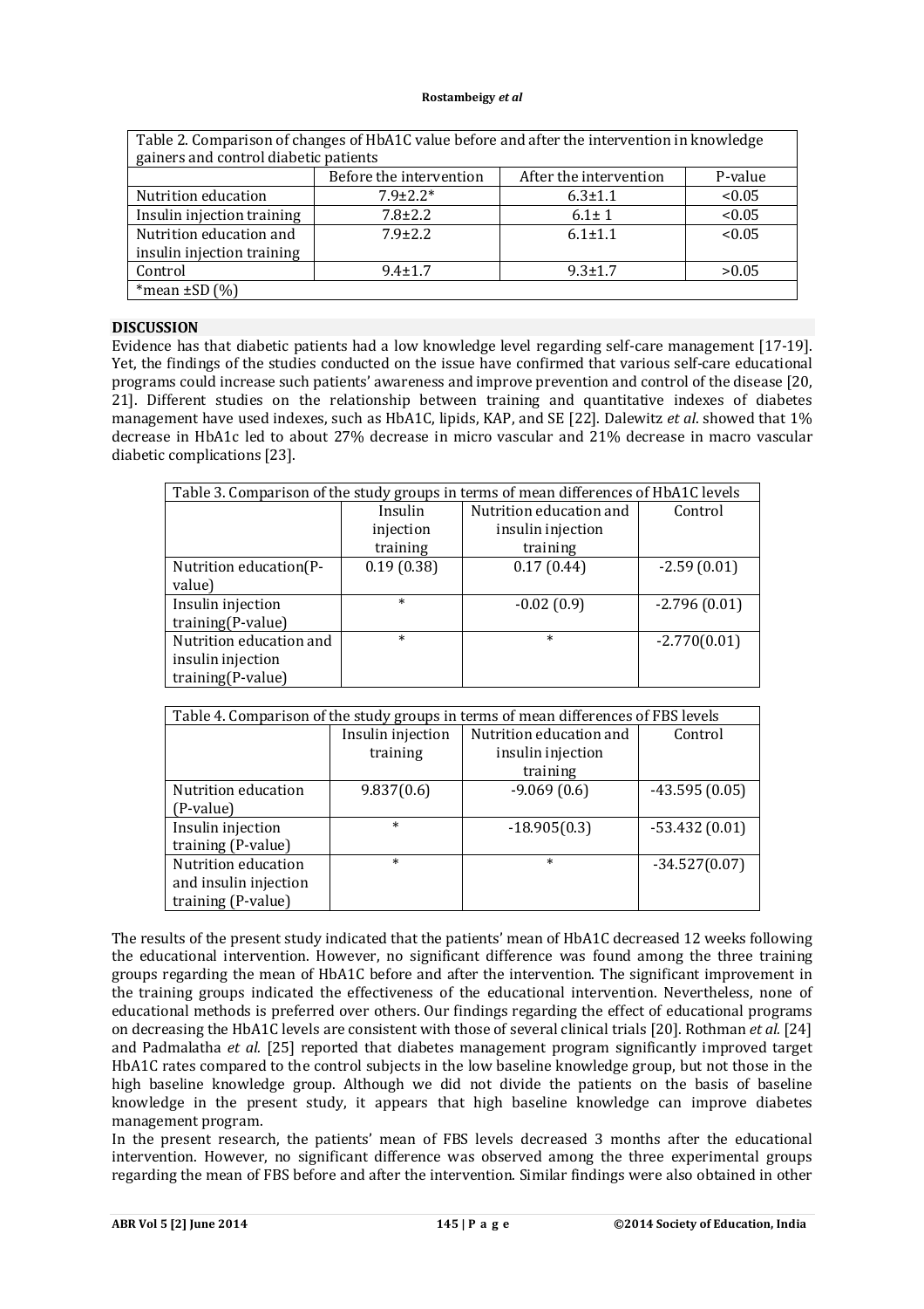Table 2. Comparison of changes of HbA1C value before and after the intervention in knowledge gainers and control diabetic patients

| | Before the intervention | After the intervention | P-value |
|---|---|---|---|
| Nutrition education | 7.9±2.2* | 6.3±1.1 | <0.05 |
| Insulin injection training | 7.8±2.2 | 6.1± 1 | <0.05 |
| Nutrition education and insulin injection training | 7.9±2.2 | 6.1±1.1 | <0.05 |
| Control | 9.4±1.7 | 9.3±1.7 | >0.05 |

*mean ±SD (%)

## DISCUSSION

Evidence has that diabetic patients had a low knowledge level regarding self-care management [17-19]. Yet, the findings of the studies conducted on the issue have confirmed that various self-care educational programs could increase such patients' awareness and improve prevention and control of the disease [20, 21]. Different studies on the relationship between training and quantitative indexes of diabetes management have used indexes, such as HbA1C, lipids, KAP, and SE [22]. Dalewitz *et al*. showed that 1% decrease in HbA1c led to about 27% decrease in micro vascular and 21% decrease in macro vascular diabetic complications [23].

Table 3. Comparison of the study groups in terms of mean differences of HbA1C levels

| | Insulin injection training | Nutrition education and insulin injection training | Control |
|---|---|---|---|
| Nutrition education(P-value) | 0.19 (0.38) | 0.17 (0.44) | -2.59 (0.01) |
| Insulin injection training(P-value) | * | -0.02 (0.9) | -2.796 (0.01) |
| Nutrition education and insulin injection training(P-value) | * | * | -2.770(0.01) |

Table 4. Comparison of the study groups in terms of mean differences of FBS levels

| | Insulin injection training | Nutrition education and insulin injection training | Control |
|---|---|---|---|
| Nutrition education (P-value) | 9.837(0.6) | -9.069 (0.6) | -43.595 (0.05) |
| Insulin injection training (P-value) | * | -18.905(0.3) | -53.432 (0.01) |
| Nutrition education and insulin injection training (P-value) | * | * | -34.527(0.07) |

The results of the present study indicated that the patients' mean of HbA1C decreased 12 weeks following the educational intervention. However, no significant difference was found among the three training groups regarding the mean of HbA1C before and after the intervention. The significant improvement in the training groups indicated the effectiveness of the educational intervention. Nevertheless, none of educational methods is preferred over others. Our findings regarding the effect of educational programs on decreasing the HbA1C levels are consistent with those of several clinical trials [20]. Rothman *et al.* [24] and Padmalatha *et al.* [25] reported that diabetes management program significantly improved target HbA1C rates compared to the control subjects in the low baseline knowledge group, but not those in the high baseline knowledge group. Although we did not divide the patients on the basis of baseline knowledge in the present study, it appears that high baseline knowledge can improve diabetes management program.

In the present research, the patients' mean of FBS levels decreased 3 months after the educational intervention. However, no significant difference was observed among the three experimental groups regarding the mean of FBS before and after the intervention. Similar findings were also obtained in other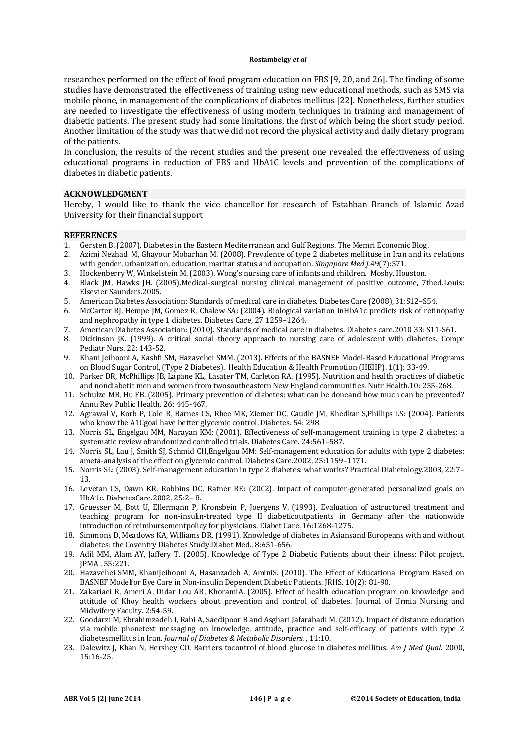researches performed on the effect of food program education on FBS [9, 20, and 26]. The finding of some studies have demonstrated the effectiveness of training using new educational methods, such as SMS via mobile phone, in management of the complications of diabetes mellitus [22]. Nonetheless, further studies are needed to investigate the effectiveness of using modern techniques in training and management of diabetic patients. The present study had some limitations, the first of which being the short study period. Another limitation of the study was that we did not record the physical activity and daily dietary program of the patients.

In conclusion, the results of the recent studies and the present one revealed the effectiveness of using educational programs in reduction of FBS and HbA1C levels and prevention of the complications of diabetes in diabetic patients.

## ACKNOWLEDGMENT

Hereby, I would like to thank the vice chancellor for research of Estahban Branch of Islamic Azad University for their financial support

## REFERENCES

1. Gersten B. (2007). Diabetes in the Eastern Mediterranean and Gulf Regions. The Memri Economic Blog.
2. Azimi Nezhad M, Ghayour Mobarhan M. (2008). Prevalence of type 2 diabetes mellituse in Iran and its relations with gender, urbanization, education, maritar status and occupation. *Singapore Med J*.49(7):571.
3. Hockenberry W, Winkelstein M. (2003). Wong's nursing care of infants and children. Mosby. Houston.
4. Black JM, Hawks JH. (2005).Medical-surgical nursing clinical management of positive outcome, 7thed.Louis: Elsevier Saunders.2005.
5. American Diabetes Association: Standards of medical care in diabetes. Diabetes Care (2008), 31:S12–S54.
6. McCarter RJ, Hempe JM, Gomez R, Chalew SA: (2004). Biological variation inHbA1c predicts risk of retinopathy and nephropathy in type 1 diabetes. Diabetes Care, 27:1259–1264.
7. American Diabetes Association: (2010). Standards of medical care in diabetes. Diabetes care.2010 33: S11-S61.
8. Dickinson JK. (1999). A critical social theory approach to nursing care of adolescent with diabetes. Compr Pediatr Nurs. 22: 143-52.
9. Khani Jeihooni A, Kashfi SM, Hazavehei SMM. (2013). Effects of the BASNEF Model-Based Educational Programs on Blood Sugar Control, (Type 2 Diabetes). Health Education & Health Promotion (HEHP). 1(1): 33-49.
10. Parker DR, McPhillips JB, Lapane KL, Lasater TM, Carleton RA. (1995). Nutrition and health practices of diabetic and nondiabetic men and women from twosoutheastern New England communities. Nutr Health.10: 255-268.
11. Schulze MB, Hu FB. (2005). Primary prevention of diabetes: what can be doneand how much can be prevented? Annu Rev Public Health. 26: 445-467.
12. Agrawal V, Korb P, Cole R, Barnes CS, Rhee MK, Ziemer DC, Caudle JM, Khedkar S,Phillips LS: (2004). Patients who know the A1Cgoal have better glycemic control. Diabetes. 54: 298
13. Norris SL, Engelgau MM, Narayan KM: (2001). Effectiveness of self-management training in type 2 diabetes: a systematic review ofrandomized controlled trials. Diabetes Care. 24:561–587.
14. Norris SL, Lau J, Smith SJ, Schmid CH,Engelgau MM: Self-management education for adults with type 2 diabetes: ameta-analysis of the effect on glycemic control. Diabetes Care.2002, 25:1159–1171.
15. Norris SL: (2003). Self-management education in type 2 diabetes: what works? Practical Diabetology.2003, 22:7–13.
16. Levetan CS, Dawn KR, Robbins DC, Ratner RE: (2002). Impact of computer-generated personalized goals on HbA1c. DiabetesCare.2002, 25:2– 8.
17. Gruesser M, Bott U, Ellermann P, Kronsbein P, Joergens V. (1993). Evaluation of astructured treatment and teaching program for non-insulin-treated type II diabeticoutpatients in Germany after the nationwide introduction of reimbursementpolicy for physicians. Diabet Care. 16:1268-1275.
18. Simmons D, Meadows KA, Williams DR. (1991). Knowledge of diabetes in Asiansand Europeans with and without diabetes: the Coventry Diabetes Study.Diabet Med., 8:651-656.
19. Adil MM, Alam AY, Jaffery T. (2005). Knowledge of Type 2 Diabetic Patients about their illness: Pilot project. JPMA , 55:221.
20. Hazavehei SMM, KhaniJeihooni A, Hasanzadeh A, AminiS. (2010). The Effect of Educational Program Based on BASNEF Modelfor Eye Care in Non-insulin Dependent Diabetic Patients. JRHS. 10(2): 81-90.
21. Zakariaei R, Ameri A, Didar Lou AR, KhoramiA. (2005). Effect of health education program on knowledge and attitude of Khoy health workers about prevention and control of diabetes. Journal of Urmia Nursing and Midwifery Faculty. 2:54-59.
22. Goodarzi M, Ebrahimzadeh I, Rabi A, Saedipoor B and Asghari Jafarabadi M. (2012). Impact of distance education via mobile phonetext messaging on knowledge, attitude, practice and self-efficacy of patients with type 2 diabetesmellitus in Iran. *Journal of Diabetes & Metabolic Disorders.* , 11:10.
23. Dalewitz J, Khan N, Hershey CO. Barriers tocontrol of blood glucose in diabetes mellitus. *Am J Med Qual.* 2000, 15:16-25.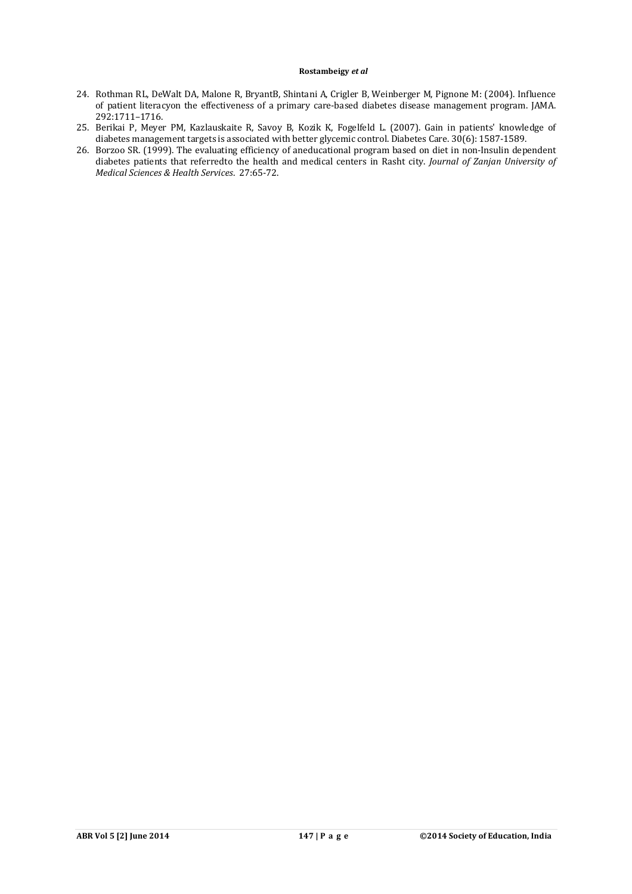24. Rothman RL, DeWalt DA, Malone R, BryantB, Shintani A, Crigler B, Weinberger M, Pignone M: (2004). Influence of patient literacyon the effectiveness of a primary care-based diabetes disease management program. JAMA. 292:1711–1716.
25. Berikai P, Meyer PM, Kazlauskaite R, Savoy B, Kozik K, Fogelfeld L. (2007). Gain in patients' knowledge of diabetes management targets is associated with better glycemic control. Diabetes Care. 30(6): 1587-1589.
26. Borzoo SR. (1999). The evaluating efficiency of aneducational program based on diet in non-Insulin dependent diabetes patients that referredto the health and medical centers in Rasht city. *Journal of Zanjan University of Medical Sciences & Health Services*. 27:65-72.